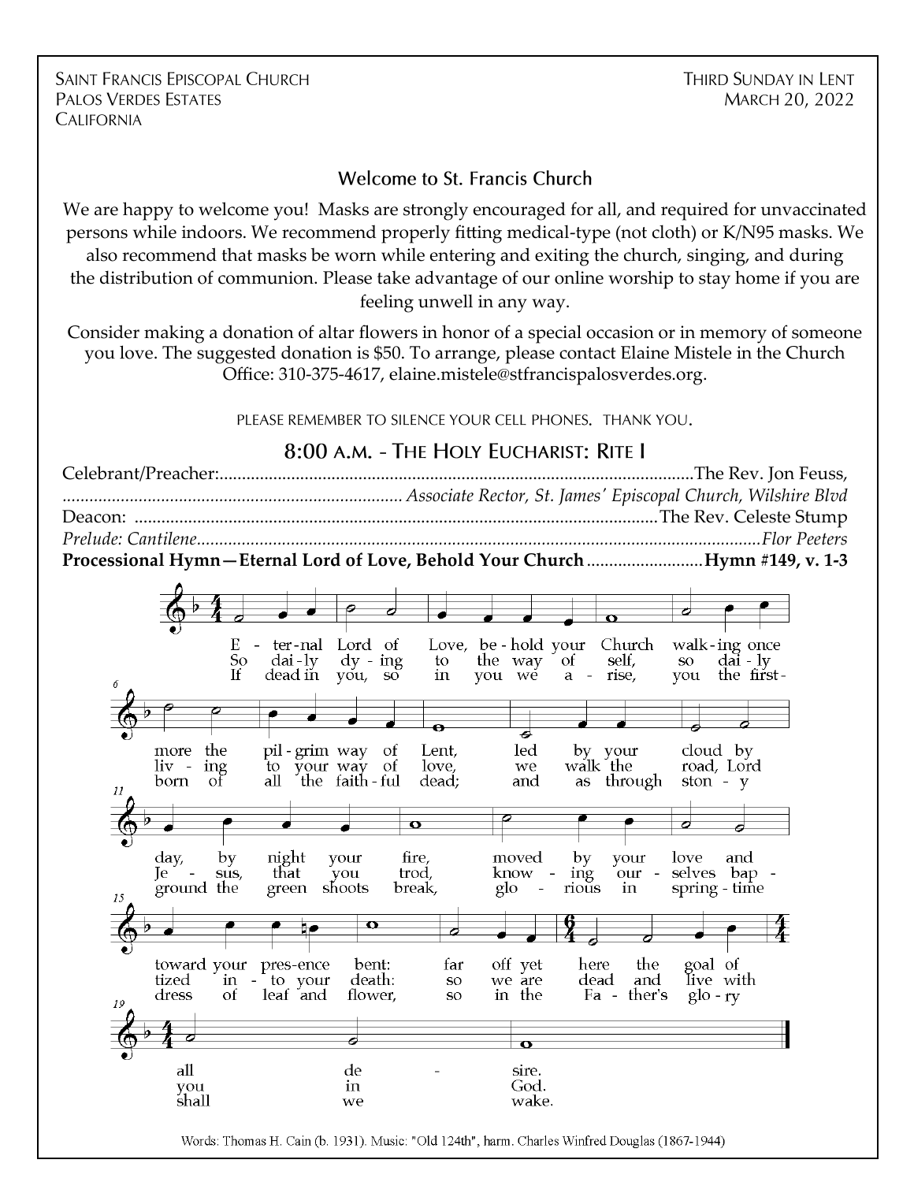SAINT FRANCIS EPISCOPAL CHURCH
PALOS VERDES ESTATES
CALIFORNIA

THIRD SUNDAY IN LENT
MARCH 20, 2022

## Welcome to St. Francis Church

We are happy to welcome you! Masks are strongly encouraged for all, and required for unvaccinated persons while indoors. We recommend properly fitting medical-type (not cloth) or K/N95 masks. We also recommend that masks be worn while entering and exiting the church, singing, and during the distribution of communion. Please take advantage of our online worship to stay home if you are feeling unwell in any way.

Consider making a donation of altar flowers in honor of a special occasion or in memory of someone you love. The suggested donation is $50. To arrange, please contact Elaine Mistele in the Church Office: 310-375-4617, elaine.mistele@stfrancispalosverdes.org.

PLEASE REMEMBER TO SILENCE YOUR CELL PHONES. THANK YOU.

## 8:00 A.M. - THE HOLY EUCHARIST: RITE I

Celebrant/Preacher:....................................................The Rev. Jon Feuss,
.................................... *Associate Rector, St. James' Episcopal Church, Wilshire Blvd*

Deacon: ....................................................The Rev. Celeste Stump

*Prelude: Cantilene....................................................Flor Peeters*

**Processional Hymn—Eternal Lord of Love, Behold Your Church ....................Hymn #149, v. 1-3**

1. Eternal Lord of Love, behold your Church walking once more the pilgrim way of Lent, led by your cloud by day, by night your fire, moved by your love and toward your presence bent: far off yet here the goal of all desire.

2. So daily dying to the way of self, so daily living to your way of love, we walk the road, Lord Jesus, that you trod, knowing ourselves baptized into your death: so we are dead and live with you in God.

3. If dead in you, so in you we arise, you the firstborn of all the faithful dead; and as through stony ground the green shoots break, glorious in springtime dress of leaf and flower, so in the Father's glory shall we wake.

Words: Thomas H. Cain (b. 1931). Music: "Old 124th", harm. Charles Winfred Douglas (1867-1944)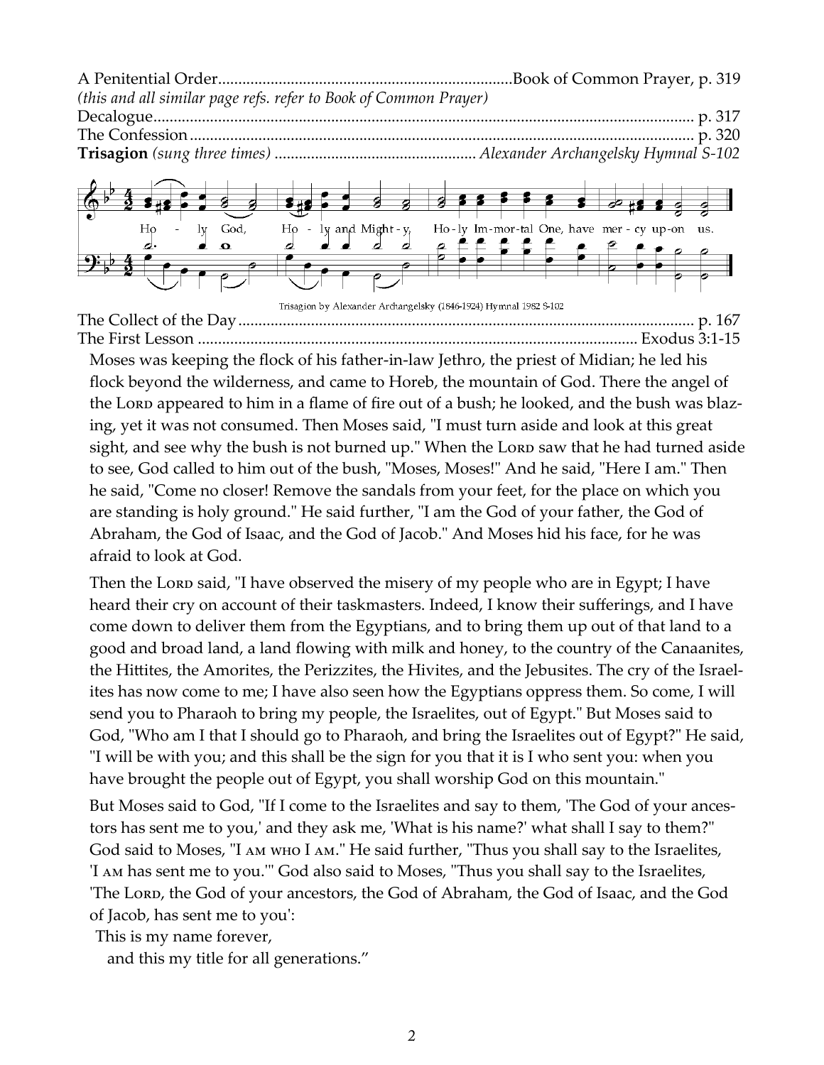A Penitential Order........................................................................Book of Common Prayer, p. 319
*(this and all similar page refs. refer to Book of Common Prayer)*
Decalogue..................................................................................................................... p. 317
The Confession............................................................................................................ p. 320
**Trisagion** *(sung three times)* .................................................. *Alexander Archangelsky Hymnal S-102*

Ho - ly God, Ho - ly and Might-y, Ho-ly Im-mor-tal One, have mer - cy up-on us.

Trisagion by Alexander Archangelsky (1846-1924) Hymnal 1982 S-102

The Collect of the Day................................................................................................ p. 167
The First Lesson ........................................................................................... Exodus 3:1-15

Moses was keeping the flock of his father-in-law Jethro, the priest of Midian; he led his flock beyond the wilderness, and came to Horeb, the mountain of God. There the angel of the LORD appeared to him in a flame of fire out of a bush; he looked, and the bush was blazing, yet it was not consumed. Then Moses said, "I must turn aside and look at this great sight, and see why the bush is not burned up." When the LORD saw that he had turned aside to see, God called to him out of the bush, "Moses, Moses!" And he said, "Here I am." Then he said, "Come no closer! Remove the sandals from your feet, for the place on which you are standing is holy ground." He said further, "I am the God of your father, the God of Abraham, the God of Isaac, and the God of Jacob." And Moses hid his face, for he was afraid to look at God.

Then the LORD said, "I have observed the misery of my people who are in Egypt; I have heard their cry on account of their taskmasters. Indeed, I know their sufferings, and I have come down to deliver them from the Egyptians, and to bring them up out of that land to a good and broad land, a land flowing with milk and honey, to the country of the Canaanites, the Hittites, the Amorites, the Perizzites, the Hivites, and the Jebusites. The cry of the Israelites has now come to me; I have also seen how the Egyptians oppress them. So come, I will send you to Pharaoh to bring my people, the Israelites, out of Egypt." But Moses said to God, "Who am I that I should go to Pharaoh, and bring the Israelites out of Egypt?" He said, "I will be with you; and this shall be the sign for you that it is I who sent you: when you have brought the people out of Egypt, you shall worship God on this mountain."

But Moses said to God, "If I come to the Israelites and say to them, 'The God of your ancestors has sent me to you,' and they ask me, 'What is his name?' what shall I say to them?" God said to Moses, "I AM WHO I AM." He said further, "Thus you shall say to the Israelites, 'I AM has sent me to you.'" God also said to Moses, "Thus you shall say to the Israelites, 'The LORD, the God of your ancestors, the God of Abraham, the God of Isaac, and the God of Jacob, has sent me to you':

This is my name forever,
and this my title for all generations."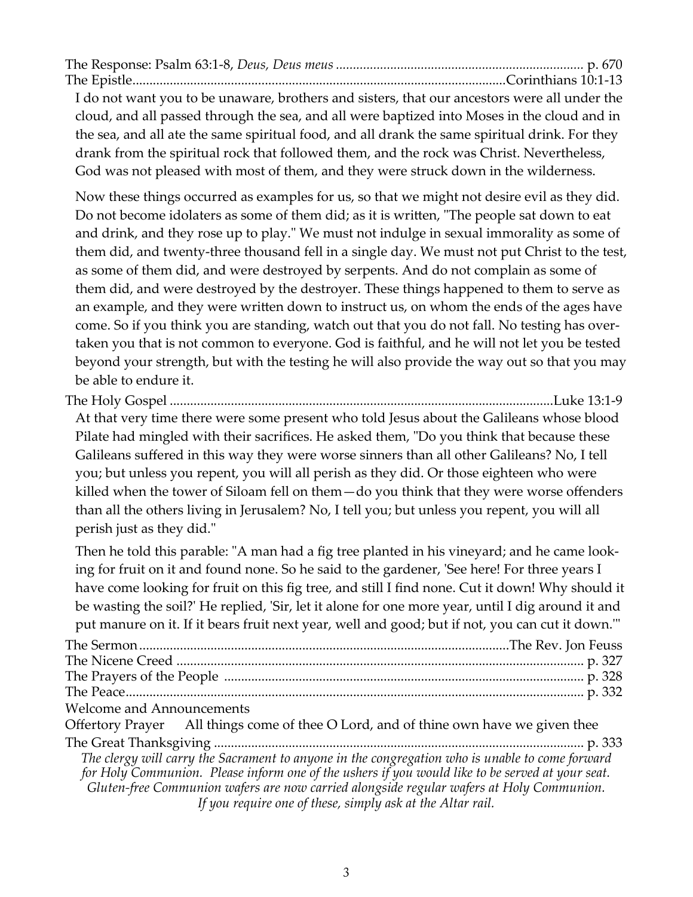The Response: Psalm 63:1-8, *Deus, Deus meus* ........................................................................ p. 670

The Epistle............................................................................................................Corinthians 10:1-13

I do not want you to be unaware, brothers and sisters, that our ancestors were all under the cloud, and all passed through the sea, and all were baptized into Moses in the cloud and in the sea, and all ate the same spiritual food, and all drank the same spiritual drink. For they drank from the spiritual rock that followed them, and the rock was Christ. Nevertheless, God was not pleased with most of them, and they were struck down in the wilderness.

Now these things occurred as examples for us, so that we might not desire evil as they did. Do not become idolaters as some of them did; as it is written, "The people sat down to eat and drink, and they rose up to play." We must not indulge in sexual immorality as some of them did, and twenty-three thousand fell in a single day. We must not put Christ to the test, as some of them did, and were destroyed by serpents. And do not complain as some of them did, and were destroyed by the destroyer. These things happened to them to serve as an example, and they were written down to instruct us, on whom the ends of the ages have come. So if you think you are standing, watch out that you do not fall. No testing has overtaken you that is not common to everyone. God is faithful, and he will not let you be tested beyond your strength, but with the testing he will also provide the way out so that you may be able to endure it.

The Holy Gospel ...............................................................................................................Luke 13:1-9

At that very time there were some present who told Jesus about the Galileans whose blood Pilate had mingled with their sacrifices. He asked them, "Do you think that because these Galileans suffered in this way they were worse sinners than all other Galileans? No, I tell you; but unless you repent, you will all perish as they did. Or those eighteen who were killed when the tower of Siloam fell on them—do you think that they were worse offenders than all the others living in Jerusalem? No, I tell you; but unless you repent, you will all perish just as they did."

Then he told this parable: "A man had a fig tree planted in his vineyard; and he came looking for fruit on it and found none. So he said to the gardener, 'See here! For three years I have come looking for fruit on this fig tree, and still I find none. Cut it down! Why should it be wasting the soil?' He replied, 'Sir, let it alone for one more year, until I dig around it and put manure on it. If it bears fruit next year, well and good; but if not, you can cut it down.'"

The Sermon...........................................................................................................The Rev. Jon Feuss

The Nicene Creed ...................................................................................................................... p. 327

The Prayers of the People ........................................................................................................ p. 328

The Peace..................................................................................................................................... p. 332

Welcome and Announcements

Offertory Prayer All things come of thee O Lord, and of thine own have we given thee

The Great Thanksgiving ........................................................................................................... p. 333

*The clergy will carry the Sacrament to anyone in the congregation who is unable to come forward for Holy Communion. Please inform one of the ushers if you would like to be served at your seat. Gluten-free Communion wafers are now carried alongside regular wafers at Holy Communion. If you require one of these, simply ask at the Altar rail.*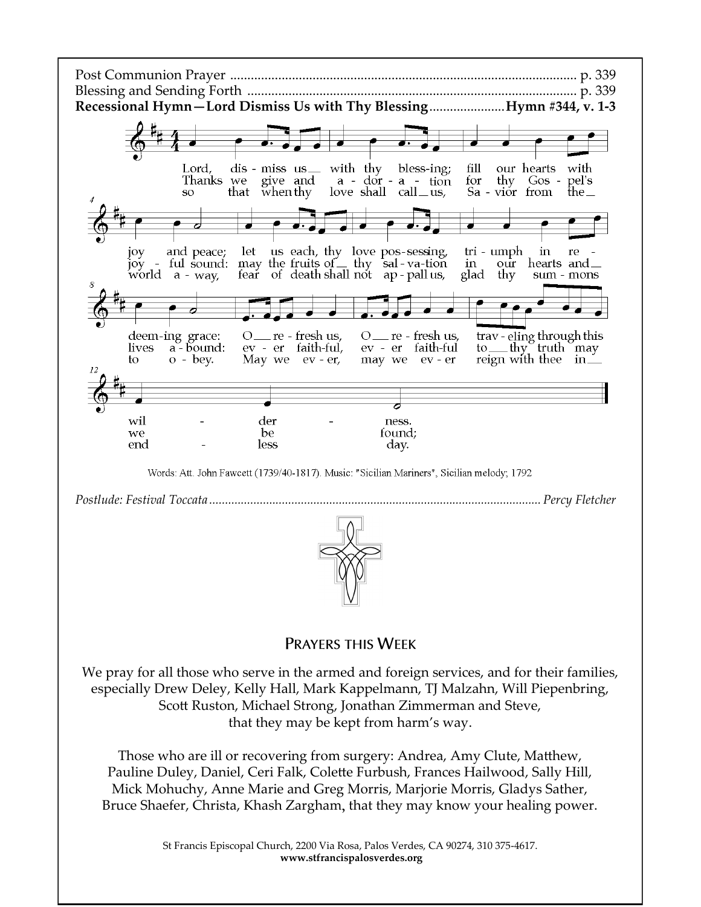Post Communion Prayer .................................................................................................... p. 339
Blessing and Sending Forth ............................................................................................... p. 339
**Recessional Hymn—Lord Dismiss Us with Thy Blessing......................Hymn #344, v. 1-3**

Words: Att. John Fawcett (1739/40-1817). Music: "Sicilian Mariners", Sicilian melody; 1792

*Postlude: Festival Toccata ...................................................................................................... Percy Fletcher*

## PRAYERS THIS WEEK

We pray for all those who serve in the armed and foreign services, and for their families, especially Drew Deley, Kelly Hall, Mark Kappelmann, TJ Malzahn, Will Piepenbring, Scott Ruston, Michael Strong, Jonathan Zimmerman and Steve, that they may be kept from harm's way.

Those who are ill or recovering from surgery: Andrea, Amy Clute, Matthew, Pauline Duley, Daniel, Ceri Falk, Colette Furbush, Frances Hailwood, Sally Hill, Mick Mohuchy, Anne Marie and Greg Morris, Marjorie Morris, Gladys Sather, Bruce Shaefer, Christa, Khash Zargham, that they may know your healing power.

St Francis Episcopal Church, 2200 Via Rosa, Palos Verdes, CA 90274, 310 375-4617.
**www.stfrancispalosverdes.org**